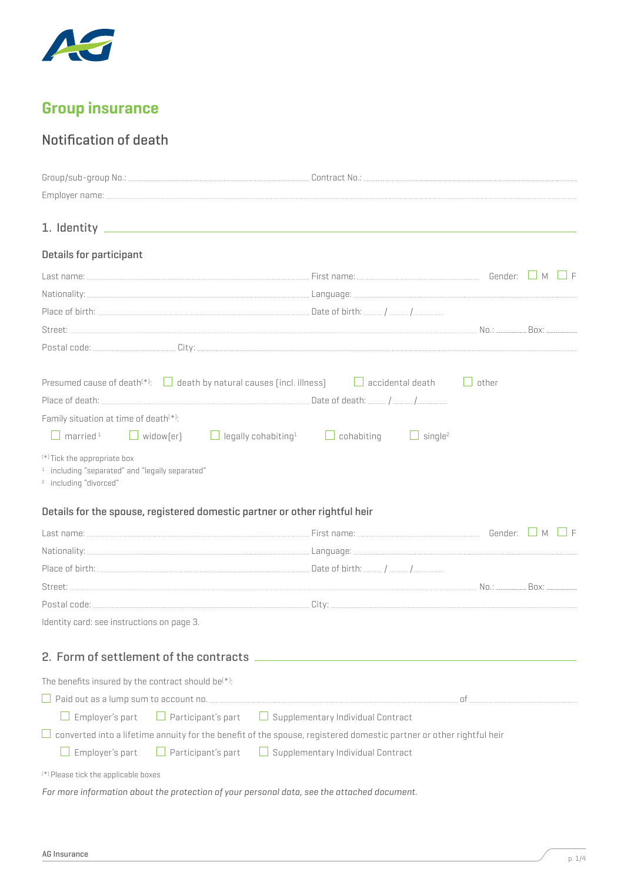# Group insurance

## Notification of death

Group/sub-group No.: .................................... Contract No.: ....................................

Employer name: ....................................

## 1. Identity

### Details for participant

Last name: .................................... First name: .................................... Gender: ☐ M ☐ F

Nationality: .................................... Language: ....................................

Place of birth: .................................... Date of birth: ...... / ...... / ..........

Street: .................................... No.: .......... Box: ..........

Postal code: .......... City: ....................................

Presumed cause of death(*): ☐ death by natural causes (incl. illness) ☐ accidental death ☐ other

Place of death: .................................... Date of death: ...... / ...... / ..........

Family situation at time of death(*):

☐ married[1] ☐ widow(er) ☐ legally cohabiting[1] ☐ cohabiting ☐ single[2]

(*) Tick the appropriate box

[1] including "separated" and "legally separated"

[2] including "divorced"

### Details for the spouse, registered domestic partner or other rightful heir

Last name: .................................... First name: .................................... Gender: ☐ M ☐ F

Nationality: .................................... Language: ....................................

Place of birth: .................................... Date of birth: ...... / ...... / ..........

Street: .................................... No.: .......... Box: ..........

Postal code: .................................... City: ....................................

Identity card: see instructions on page 3.

## 2. Form of settlement of the contracts

The benefits insured by the contract should be(*):

☐ Paid out as a lump sum to account no. .................................... of ....................

☐ Employer's part ☐ Participant's part ☐ Supplementary Individual Contract

☐ converted into a lifetime annuity for the benefit of the spouse, registered domestic partner or other rightful heir

☐ Employer's part ☐ Participant's part ☐ Supplementary Individual Contract

(*) Please tick the applicable boxes

*For more information about the protection of your personal data, see the attached document.*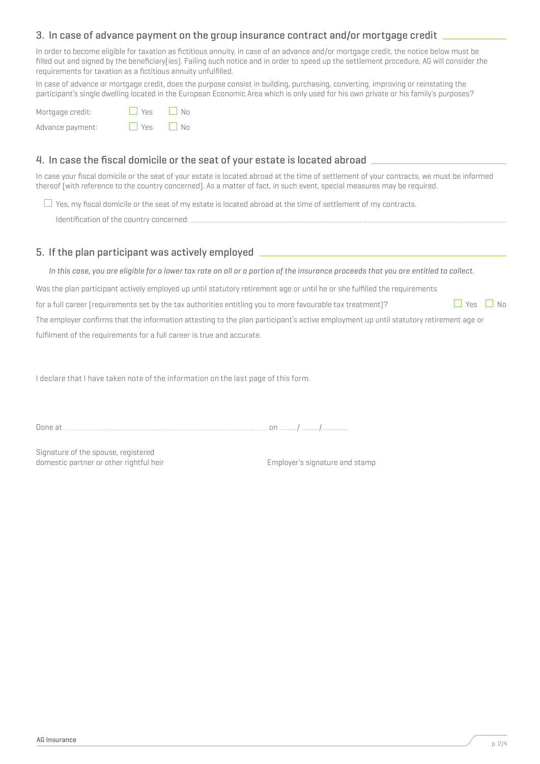## 3. In case of advance payment on the group insurance contract and/or mortgage credit

In order to become eligible for taxation as fictitious annuity, in case of an advance and/or mortgage credit, the notice below must be filled out and signed by the beneficiary(ies). Failing such notice and in order to speed up the settlement procedure, AG will consider the requirements for taxation as a fictitious annuity unfulfilled.

In case of advance or mortgage credit, does the purpose consist in building, purchasing, converting, improving or reinstating the participant's single dwelling located in the European Economic Area which is only used for his own private or his family's purposes?

Mortgage credit: ☐ Yes ☐ No

Advance payment: ☐ Yes ☐ No

## 4. In case the fiscal domicile or the seat of your estate is located abroad

In case your fiscal domicile or the seat of your estate is located abroad at the time of settlement of your contracts, we must be informed thereof (with reference to the country concerned). As a matter of fact, in such event, special measures may be required.

☐ Yes, my fiscal domicile or the seat of my estate is located abroad at the time of settlement of my contracts.

Identification of the country concerned: ..........................................................................................

## 5. If the plan participant was actively employed

*In this case, you are eligible for a lower tax rate on all or a portion of the insurance proceeds that you are entitled to collect.*

Was the plan participant actively employed up until statutory retirement age or until he or she fulfilled the requirements for a full career (requirements set by the tax authorities entitling you to more favourable tax treatment)? ☐ Yes ☐ No

The employer confirms that the information attesting to the plan participant's active employment up until statutory retirement age or fulfilment of the requirements for a full career is true and accurate.

I declare that I have taken note of the information on the last page of this form.

Done at .......................................................................................... on ......... / ......... / ...............

Signature of the spouse, registered domestic partner or other rightful heir

Employer's signature and stamp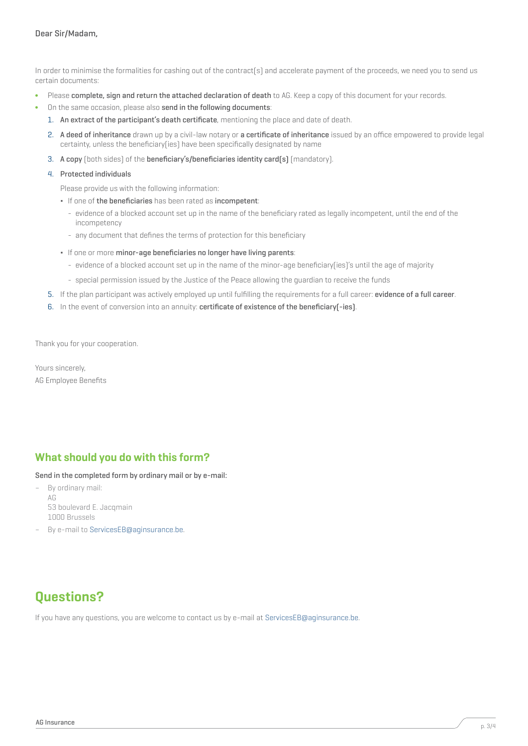Dear Sir/Madam,

In order to minimise the formalities for cashing out of the contract(s) and accelerate payment of the proceeds, we need you to send us certain documents:

- Please **complete, sign and return the attached declaration of death** to AG. Keep a copy of this document for your records.
- On the same occasion, please also **send in the following documents**:
  1. **An extract of the participant's death certificate**, mentioning the place and date of death.
  2. **A deed of inheritance** drawn up by a civil-law notary or **a certificate of inheritance** issued by an office empowered to provide legal certainty, unless the beneficiary(ies) have been specifically designated by name
  3. **A copy** (both sides) of the **beneficiary's/beneficiaries identity card(s)** (mandatory).
  4. **Protected individuals**

     Please provide us with the following information:

     - If one of **the beneficiaries** has been rated as **incompetent**:
       - evidence of a blocked account set up in the name of the beneficiary rated as legally incompetent, until the end of the incompetency
       - any document that defines the terms of protection for this beneficiary
     - If one or more **minor-age beneficiaries no longer have living parents**:
       - evidence of a blocked account set up in the name of the minor-age beneficiary(ies)'s until the age of majority
       - special permission issued by the Justice of the Peace allowing the guardian to receive the funds
  5. If the plan participant was actively employed up until fulfilling the requirements for a full career: **evidence of a full career**.
  6. In the event of conversion into an annuity: **certificate of existence of the beneficiary(-ies)**.

Thank you for your cooperation.

Yours sincerely,
AG Employee Benefits

## What should you do with this form?

**Send in the completed form by ordinary mail or by e-mail:**

- By ordinary mail:
  AG
  53 boulevard E. Jacqmain
  1000 Brussels
- By e-mail to ServicesEB@aginsurance.be.

# Questions?

If you have any questions, you are welcome to contact us by e-mail at ServicesEB@aginsurance.be.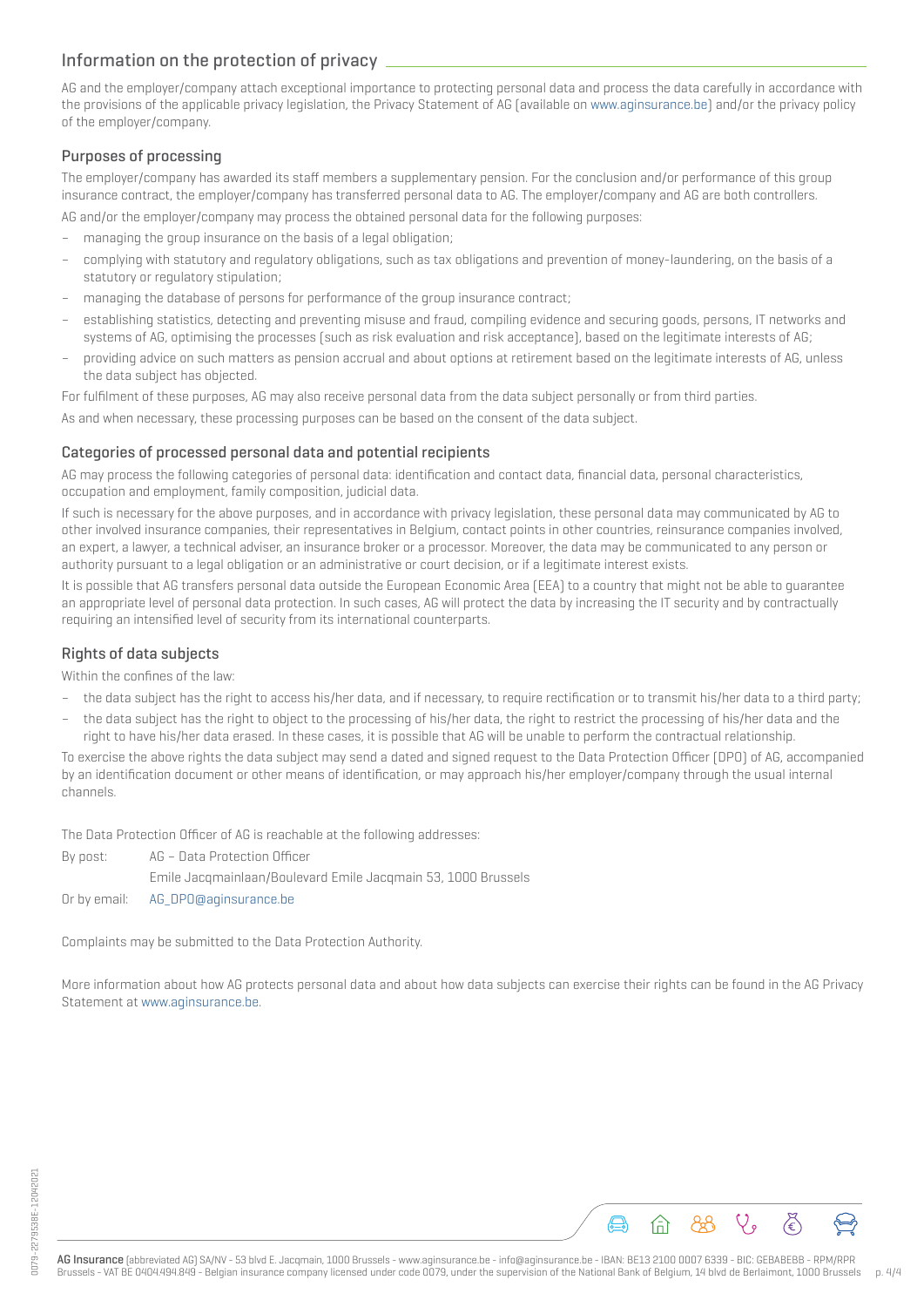## Information on the protection of privacy

AG and the employer/company attach exceptional importance to protecting personal data and process the data carefully in accordance with the provisions of the applicable privacy legislation, the Privacy Statement of AG (available on www.aginsurance.be) and/or the privacy policy of the employer/company.

### Purposes of processing

The employer/company has awarded its staff members a supplementary pension. For the conclusion and/or performance of this group insurance contract, the employer/company has transferred personal data to AG. The employer/company and AG are both controllers.

AG and/or the employer/company may process the obtained personal data for the following purposes:

- managing the group insurance on the basis of a legal obligation;
- complying with statutory and regulatory obligations, such as tax obligations and prevention of money-laundering, on the basis of a statutory or regulatory stipulation;
- managing the database of persons for performance of the group insurance contract;
- establishing statistics, detecting and preventing misuse and fraud, compiling evidence and securing goods, persons, IT networks and systems of AG, optimising the processes (such as risk evaluation and risk acceptance), based on the legitimate interests of AG;
- providing advice on such matters as pension accrual and about options at retirement based on the legitimate interests of AG, unless the data subject has objected.

For fulfilment of these purposes, AG may also receive personal data from the data subject personally or from third parties.

As and when necessary, these processing purposes can be based on the consent of the data subject.

### Categories of processed personal data and potential recipients

AG may process the following categories of personal data: identification and contact data, financial data, personal characteristics, occupation and employment, family composition, judicial data.

If such is necessary for the above purposes, and in accordance with privacy legislation, these personal data may communicated by AG to other involved insurance companies, their representatives in Belgium, contact points in other countries, reinsurance companies involved, an expert, a lawyer, a technical adviser, an insurance broker or a processor. Moreover, the data may be communicated to any person or authority pursuant to a legal obligation or an administrative or court decision, or if a legitimate interest exists.

It is possible that AG transfers personal data outside the European Economic Area (EEA) to a country that might not be able to guarantee an appropriate level of personal data protection. In such cases, AG will protect the data by increasing the IT security and by contractually requiring an intensified level of security from its international counterparts.

### Rights of data subjects

Within the confines of the law:

- the data subject has the right to access his/her data, and if necessary, to require rectification or to transmit his/her data to a third party;
- the data subject has the right to object to the processing of his/her data, the right to restrict the processing of his/her data and the right to have his/her data erased. In these cases, it is possible that AG will be unable to perform the contractual relationship.

To exercise the above rights the data subject may send a dated and signed request to the Data Protection Officer (DPO) of AG, accompanied by an identification document or other means of identification, or may approach his/her employer/company through the usual internal channels.

The Data Protection Officer of AG is reachable at the following addresses:

By post: AG – Data Protection Officer
Emile Jacqmainlaan/Boulevard Emile Jacqmain 53, 1000 Brussels

Or by email: AG_DPO@aginsurance.be

Complaints may be submitted to the Data Protection Authority.

More information about how AG protects personal data and about how data subjects can exercise their rights can be found in the AG Privacy Statement at www.aginsurance.be.

0079-2279538E-12042021

**AG Insurance** (abbreviated AG) SA/NV - 53 blvd E. Jacqmain, 1000 Brussels - www.aginsurance.be - info@aginsurance.be - IBAN: BE13 2100 0007 6339 - BIC: GEBABEBB - RPM/RPR Brussels - VAT BE 0404.494.849 - Belgian insurance company licensed under code 0079, under the supervision of the National Bank of Belgium, 14 blvd de Berlaimont, 1000 Brussels